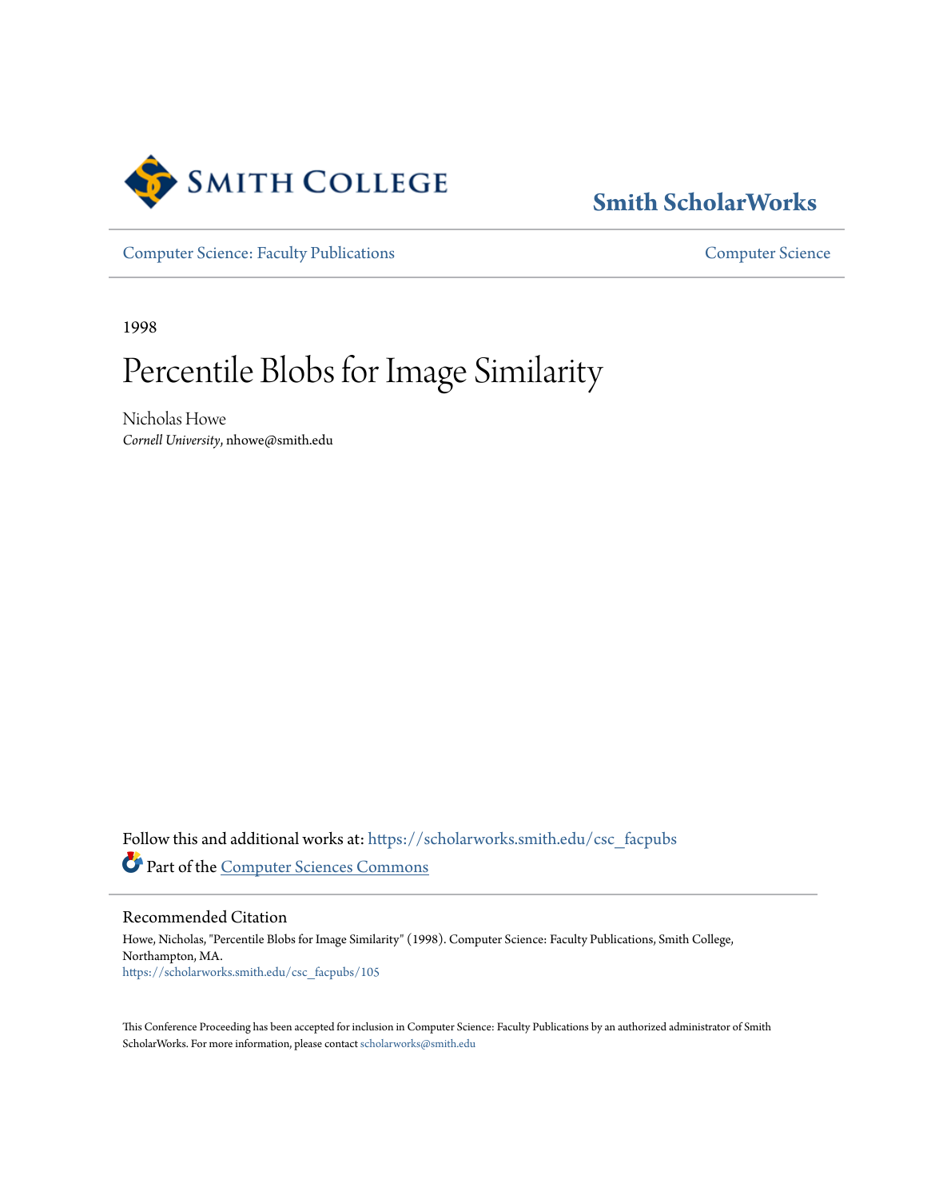Smith College

# Smith ScholarWorks

Computer Science: Faculty Publications

Computer Science

1998

# Percentile Blobs for Image Similarity

Nicholas Howe
*Cornell University*, nhowe@smith.edu

Follow this and additional works at: https://scholarworks.smith.edu/csc_facpubs

Part of the Computer Sciences Commons

## Recommended Citation

Howe, Nicholas, "Percentile Blobs for Image Similarity" (1998). Computer Science: Faculty Publications, Smith College, Northampton, MA.
https://scholarworks.smith.edu/csc_facpubs/105

This Conference Proceeding has been accepted for inclusion in Computer Science: Faculty Publications by an authorized administrator of Smith ScholarWorks. For more information, please contact scholarworks@smith.edu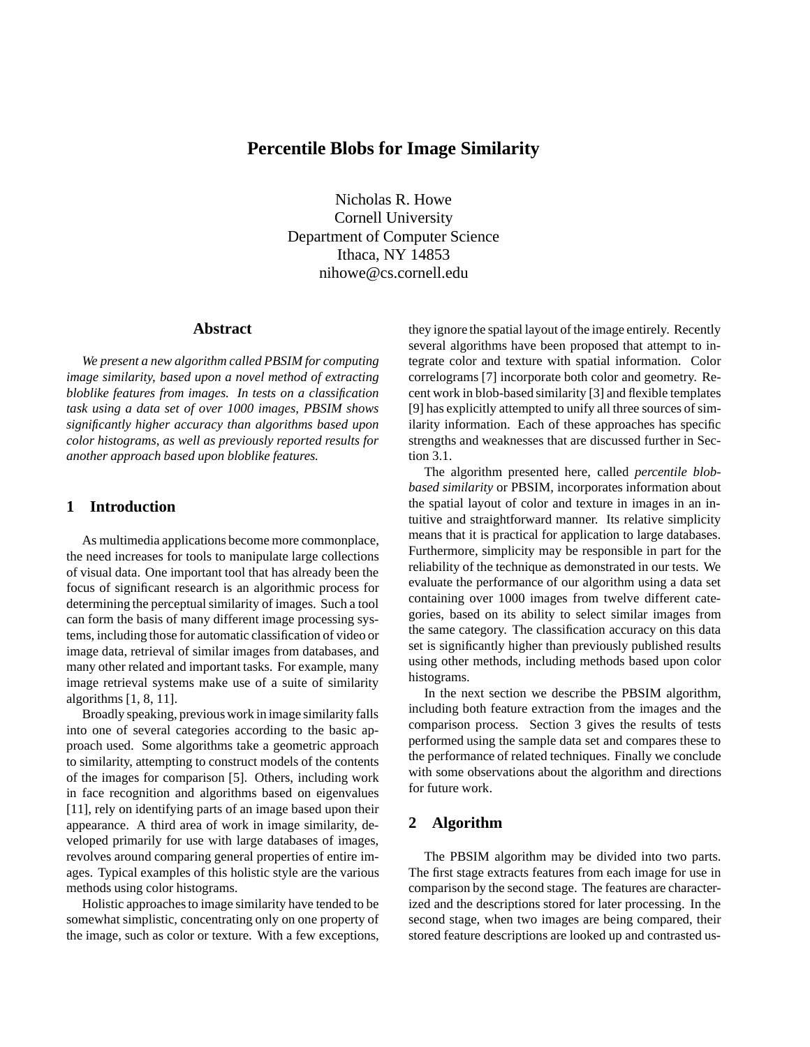# Percentile Blobs for Image Similarity

Nicholas R. Howe
Cornell University
Department of Computer Science
Ithaca, NY 14853
nihowe@cs.cornell.edu

## Abstract

*We present a new algorithm called PBSIM for computing image similarity, based upon a novel method of extracting bloblike features from images. In tests on a classification task using a data set of over 1000 images, PBSIM shows significantly higher accuracy than algorithms based upon color histograms, as well as previously reported results for another approach based upon bloblike features.*

## 1 Introduction

As multimedia applications become more commonplace, the need increases for tools to manipulate large collections of visual data. One important tool that has already been the focus of significant research is an algorithmic process for determining the perceptual similarity of images. Such a tool can form the basis of many different image processing systems, including those for automatic classification of video or image data, retrieval of similar images from databases, and many other related and important tasks. For example, many image retrieval systems make use of a suite of similarity algorithms [1, 8, 11].

Broadly speaking, previous work in image similarity falls into one of several categories according to the basic approach used. Some algorithms take a geometric approach to similarity, attempting to construct models of the contents of the images for comparison [5]. Others, including work in face recognition and algorithms based on eigenvalues [11], rely on identifying parts of an image based upon their appearance. A third area of work in image similarity, developed primarily for use with large databases of images, revolves around comparing general properties of entire images. Typical examples of this holistic style are the various methods using color histograms.

Holistic approaches to image similarity have tended to be somewhat simplistic, concentrating only on one property of the image, such as color or texture. With a few exceptions, they ignore the spatial layout of the image entirely. Recently several algorithms have been proposed that attempt to integrate color and texture with spatial information. Color correlograms [7] incorporate both color and geometry. Recent work in blob-based similarity [3] and flexible templates [9] has explicitly attempted to unify all three sources of similarity information. Each of these approaches has specific strengths and weaknesses that are discussed further in Section 3.1.

The algorithm presented here, called *percentile blob-based similarity* or PBSIM, incorporates information about the spatial layout of color and texture in images in an intuitive and straightforward manner. Its relative simplicity means that it is practical for application to large databases. Furthermore, simplicity may be responsible in part for the reliability of the technique as demonstrated in our tests. We evaluate the performance of our algorithm using a data set containing over 1000 images from twelve different categories, based on its ability to select similar images from the same category. The classification accuracy on this data set is significantly higher than previously published results using other methods, including methods based upon color histograms.

In the next section we describe the PBSIM algorithm, including both feature extraction from the images and the comparison process. Section 3 gives the results of tests performed using the sample data set and compares these to the performance of related techniques. Finally we conclude with some observations about the algorithm and directions for future work.

## 2 Algorithm

The PBSIM algorithm may be divided into two parts. The first stage extracts features from each image for use in comparison by the second stage. The features are characterized and the descriptions stored for later processing. In the second stage, when two images are being compared, their stored feature descriptions are looked up and contrasted us-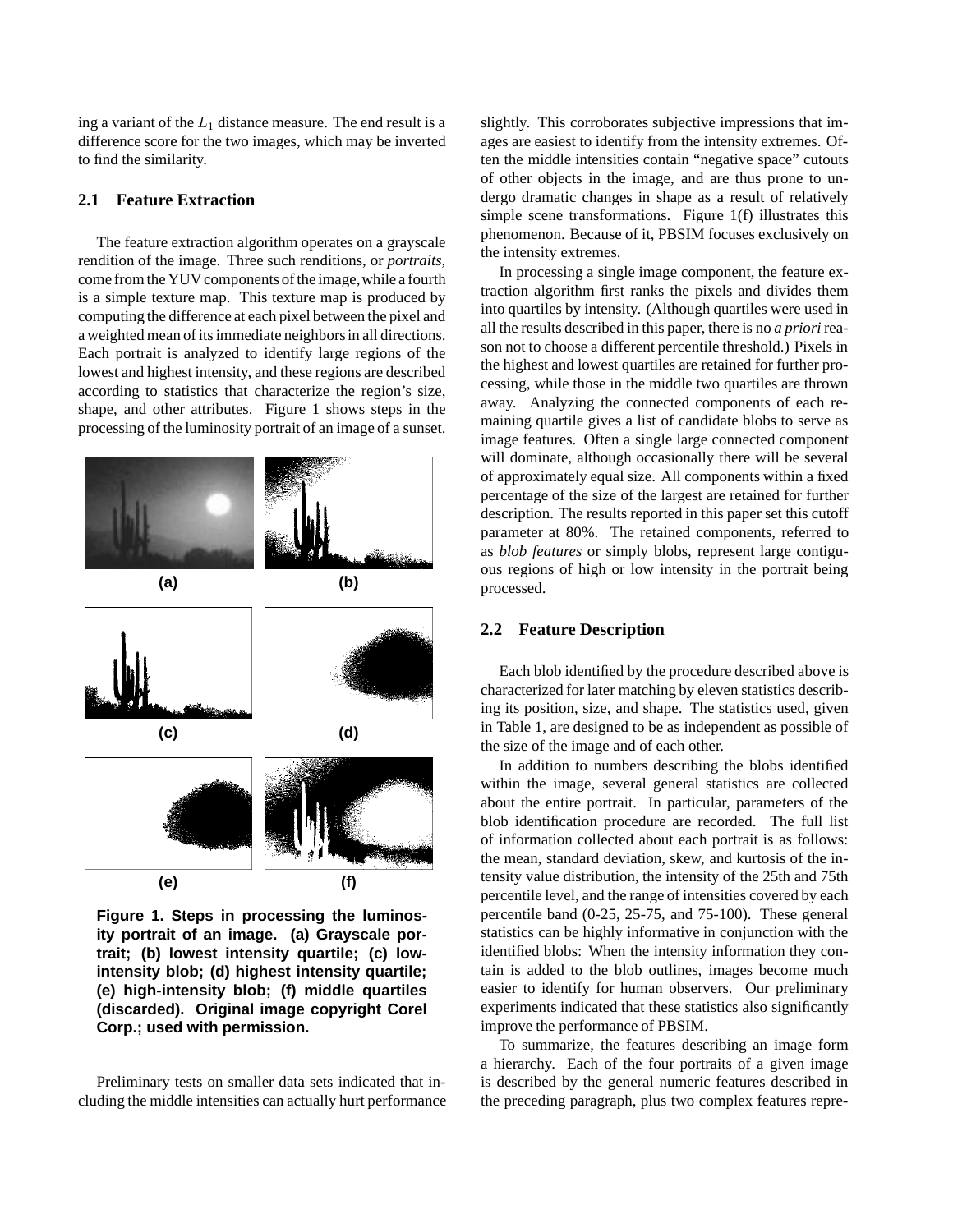ing a variant of the $L_1$ distance measure. The end result is a difference score for the two images, which may be inverted to find the similarity.

## 2.1 Feature Extraction

The feature extraction algorithm operates on a grayscale rendition of the image. Three such renditions, or *portraits*, come from the YUV components of the image, while a fourth is a simple texture map. This texture map is produced by computing the difference at each pixel between the pixel and a weighted mean of its immediate neighbors in all directions. Each portrait is analyzed to identify large regions of the lowest and highest intensity, and these regions are described according to statistics that characterize the region's size, shape, and other attributes. Figure 1 shows steps in the processing of the luminosity portrait of an image of a sunset.

(a)

(b)

(c)

(d)

(e)

(f)

**Figure 1. Steps in processing the luminosity portrait of an image. (a) Grayscale portrait; (b) lowest intensity quartile; (c) low-intensity blob; (d) highest intensity quartile; (e) high-intensity blob; (f) middle quartiles (discarded). Original image copyright Corel Corp.; used with permission.**

Preliminary tests on smaller data sets indicated that including the middle intensities can actually hurt performance slightly. This corroborates subjective impressions that images are easiest to identify from the intensity extremes. Often the middle intensities contain "negative space" cutouts of other objects in the image, and are thus prone to undergo dramatic changes in shape as a result of relatively simple scene transformations. Figure 1(f) illustrates this phenomenon. Because of it, PBSIM focuses exclusively on the intensity extremes.

In processing a single image component, the feature extraction algorithm first ranks the pixels and divides them into quartiles by intensity. (Although quartiles were used in all the results described in this paper, there is no *a priori* reason not to choose a different percentile threshold.) Pixels in the highest and lowest quartiles are retained for further processing, while those in the middle two quartiles are thrown away. Analyzing the connected components of each remaining quartile gives a list of candidate blobs to serve as image features. Often a single large connected component will dominate, although occasionally there will be several of approximately equal size. All components within a fixed percentage of the size of the largest are retained for further description. The results reported in this paper set this cutoff parameter at 80%. The retained components, referred to as *blob features* or simply blobs, represent large contiguous regions of high or low intensity in the portrait being processed.

## 2.2 Feature Description

Each blob identified by the procedure described above is characterized for later matching by eleven statistics describing its position, size, and shape. The statistics used, given in Table 1, are designed to be as independent as possible of the size of the image and of each other.

In addition to numbers describing the blobs identified within the image, several general statistics are collected about the entire portrait. In particular, parameters of the blob identification procedure are recorded. The full list of information collected about each portrait is as follows: the mean, standard deviation, skew, and kurtosis of the intensity value distribution, the intensity of the 25th and 75th percentile level, and the range of intensities covered by each percentile band (0-25, 25-75, and 75-100). These general statistics can be highly informative in conjunction with the identified blobs: When the intensity information they contain is added to the blob outlines, images become much easier to identify for human observers. Our preliminary experiments indicated that these statistics also significantly improve the performance of PBSIM.

To summarize, the features describing an image form a hierarchy. Each of the four portraits of a given image is described by the general numeric features described in the preceding paragraph, plus two complex features repre-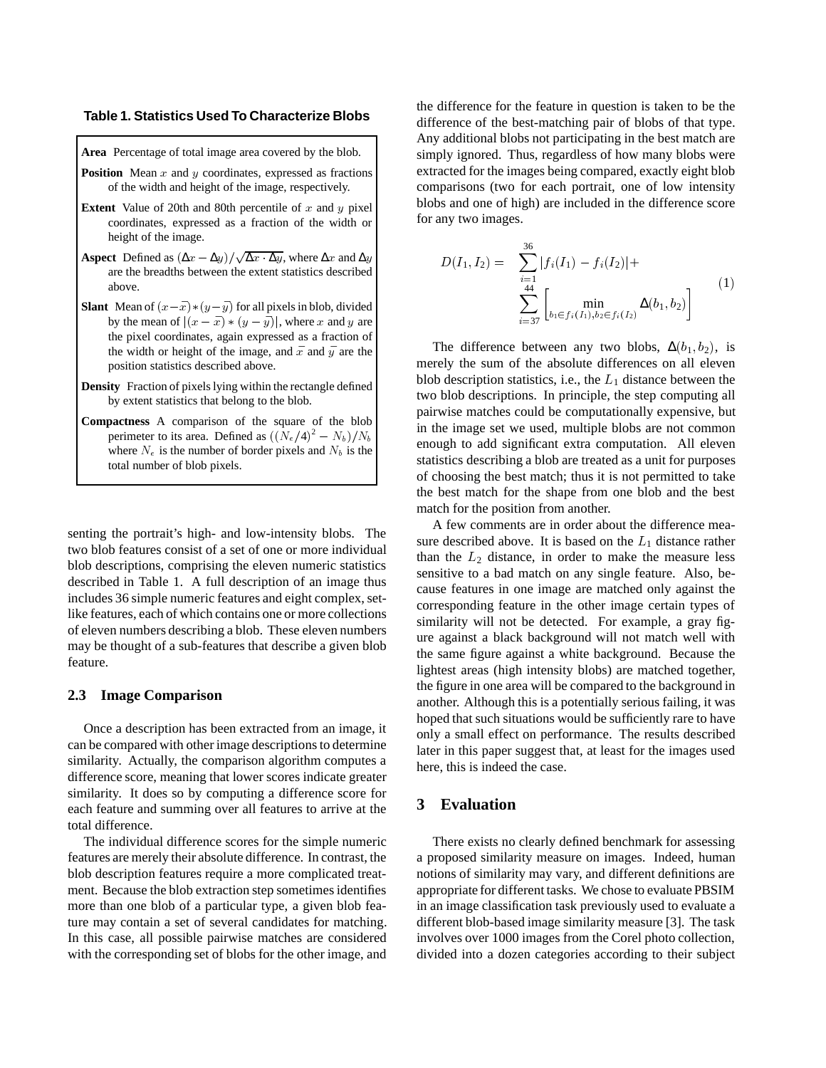**Table 1. Statistics Used To Characterize Blobs**

**Area** Percentage of total image area covered by the blob.

**Position** Mean $x$ and $y$ coordinates, expressed as fractions of the width and height of the image, respectively.

**Extent** Value of 20th and 80th percentile of $x$ and $y$ pixel coordinates, expressed as a fraction of the width or height of the image.

**Aspect** Defined as $(\Delta x - \Delta y)/\sqrt{\Delta x \cdot \Delta y}$, where $\Delta x$ and $\Delta y$ are the breadths between the extent statistics described above.

**Slant** Mean of $(x-\bar{x})*(y-\bar{y})$ for all pixels in blob, divided by the mean of $|(x-\bar{x})*(y-\bar{y})|$, where $x$ and $y$ are the pixel coordinates, again expressed as a fraction of the width or height of the image, and $\bar{x}$ and $\bar{y}$ are the position statistics described above.

**Density** Fraction of pixels lying within the rectangle defined by extent statistics that belong to the blob.

**Compactness** A comparison of the square of the blob perimeter to its area. Defined as $((N_e/4)^2 - N_b)/N_b$ where $N_e$ is the number of border pixels and $N_b$ is the total number of blob pixels.

senting the portrait's high- and low-intensity blobs. The two blob features consist of a set of one or more individual blob descriptions, comprising the eleven numeric statistics described in Table 1. A full description of an image thus includes 36 simple numeric features and eight complex, set-like features, each of which contains one or more collections of eleven numbers describing a blob. These eleven numbers may be thought of a sub-features that describe a given blob feature.

### 2.3 Image Comparison

Once a description has been extracted from an image, it can be compared with other image descriptions to determine similarity. Actually, the comparison algorithm computes a difference score, meaning that lower scores indicate greater similarity. It does so by computing a difference score for each feature and summing over all features to arrive at the total difference.

The individual difference scores for the simple numeric features are merely their absolute difference. In contrast, the blob description features require a more complicated treatment. Because the blob extraction step sometimes identifies more than one blob of a particular type, a given blob feature may contain a set of several candidates for matching. In this case, all possible pairwise matches are considered with the corresponding set of blobs for the other image, and the difference for the feature in question is taken to be the difference of the best-matching pair of blobs of that type. Any additional blobs not participating in the best match are simply ignored. Thus, regardless of how many blobs were extracted for the images being compared, exactly eight blob comparisons (two for each portrait, one of low intensity blobs and one of high) are included in the difference score for any two images.

$$D(I_1, I_2) = \sum_{i=1}^{36} |f_i(I_1) - f_i(I_2)| + \sum_{i=37}^{44} \left[ \min_{b_1 \in f_i(I_1), b_2 \in f_i(I_2)} \Delta(b_1, b_2) \right] \tag{1}$$

The difference between any two blobs, $\Delta(b_1, b_2)$, is merely the sum of the absolute differences on all eleven blob description statistics, i.e., the $L_1$ distance between the two blob descriptions. In principle, the step computing all pairwise matches could be computationally expensive, but in the image set we used, multiple blobs are not common enough to add significant extra computation. All eleven statistics describing a blob are treated as a unit for purposes of choosing the best match; thus it is not permitted to take the best match for the shape from one blob and the best match for the position from another.

A few comments are in order about the difference measure described above. It is based on the $L_1$ distance rather than the $L_2$ distance, in order to make the measure less sensitive to a bad match on any single feature. Also, because features in one image are matched only against the corresponding feature in the other image certain types of similarity will not be detected. For example, a gray figure against a black background will not match well with the same figure against a white background. Because the lightest areas (high intensity blobs) are matched together, the figure in one area will be compared to the background in another. Although this is a potentially serious failing, it was hoped that such situations would be sufficiently rare to have only a small effect on performance. The results described later in this paper suggest that, at least for the images used here, this is indeed the case.

## 3 Evaluation

There exists no clearly defined benchmark for assessing a proposed similarity measure on images. Indeed, human notions of similarity may vary, and different definitions are appropriate for different tasks. We chose to evaluate PBSIM in an image classification task previously used to evaluate a different blob-based image similarity measure [3]. The task involves over 1000 images from the Corel photo collection, divided into a dozen categories according to their subject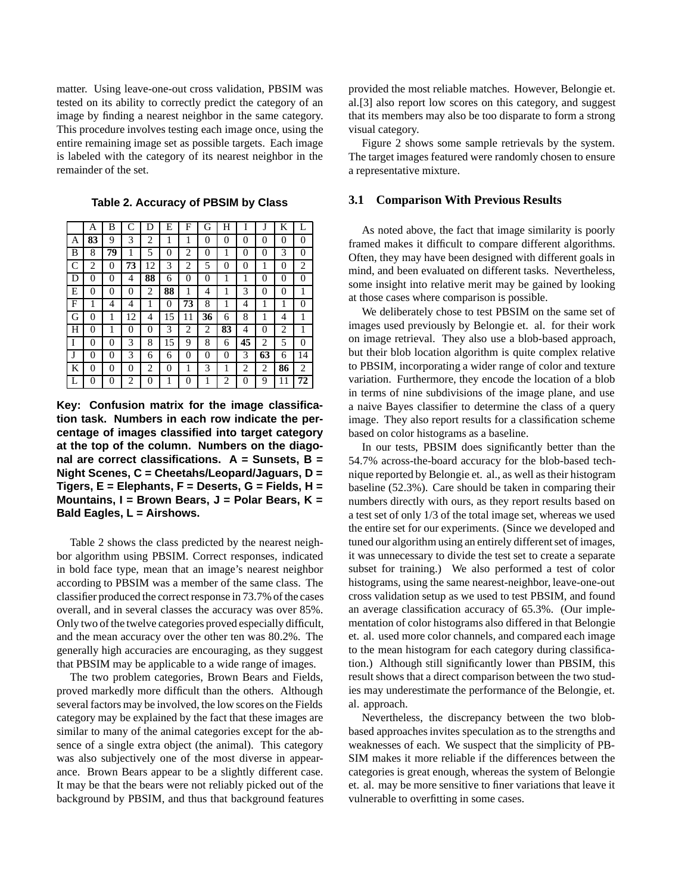matter. Using leave-one-out cross validation, PBSIM was tested on its ability to correctly predict the category of an image by finding a nearest neighbor in the same category. This procedure involves testing each image once, using the entire remaining image set as possible targets. Each image is labeled with the category of its nearest neighbor in the remainder of the set.

**Table 2. Accuracy of PBSIM by Class**

| | A | B | C | D | E | F | G | H | I | J | K | L |
|---|---|---|---|---|---|---|---|---|---|---|---|---|
| A | **83** | 9 | 3 | 2 | 1 | 1 | 0 | 0 | 0 | 0 | 0 | 0 |
| B | 8 | **79** | 1 | 5 | 0 | 2 | 0 | 1 | 0 | 0 | 3 | 0 |
| C | 2 | 0 | **73** | 12 | 3 | 2 | 5 | 0 | 0 | 1 | 0 | 2 |
| D | 0 | 0 | 4 | **88** | 6 | 0 | 0 | 1 | 1 | 0 | 0 | 0 |
| E | 0 | 0 | 0 | 2 | **88** | 1 | 4 | 1 | 3 | 0 | 0 | 1 |
| F | 1 | 4 | 4 | 1 | 0 | **73** | 8 | 1 | 4 | 1 | 1 | 0 |
| G | 0 | 1 | 12 | 4 | 15 | 11 | **36** | 6 | 8 | 1 | 4 | 1 |
| H | 0 | 1 | 0 | 0 | 3 | 2 | 2 | **83** | 4 | 0 | 2 | 1 |
| I | 0 | 0 | 3 | 8 | 15 | 9 | 8 | 6 | **45** | 2 | 5 | 0 |
| J | 0 | 0 | 3 | 6 | 6 | 0 | 0 | 0 | 3 | **63** | 6 | 14 |
| K | 0 | 0 | 0 | 2 | 0 | 1 | 3 | 1 | 2 | 2 | **86** | 2 |
| L | 0 | 0 | 2 | 0 | 1 | 0 | 1 | 2 | 0 | 9 | 11 | **72** |

**Key: Confusion matrix for the image classification task. Numbers in each row indicate the percentage of images classified into target category at the top of the column. Numbers on the diagonal are correct classifications. A = Sunsets, B = Night Scenes, C = Cheetahs/Leopard/Jaguars, D = Tigers, E = Elephants, F = Deserts, G = Fields, H = Mountains, I = Brown Bears, J = Polar Bears, K = Bald Eagles, L = Airshows.**

Table 2 shows the class predicted by the nearest neighbor algorithm using PBSIM. Correct responses, indicated in bold face type, mean that an image's nearest neighbor according to PBSIM was a member of the same class. The classifier produced the correct response in 73.7% of the cases overall, and in several classes the accuracy was over 85%. Only two of the twelve categories proved especially difficult, and the mean accuracy over the other ten was 80.2%. The generally high accuracies are encouraging, as they suggest that PBSIM may be applicable to a wide range of images.

The two problem categories, Brown Bears and Fields, proved markedly more difficult than the others. Although several factors may be involved, the low scores on the Fields category may be explained by the fact that these images are similar to many of the animal categories except for the absence of a single extra object (the animal). This category was also subjectively one of the most diverse in appearance. Brown Bears appear to be a slightly different case. It may be that the bears were not reliably picked out of the background by PBSIM, and thus that background features provided the most reliable matches. However, Belongie et. al.[3] also report low scores on this category, and suggest that its members may also be too disparate to form a strong visual category.

Figure 2 shows some sample retrievals by the system. The target images featured were randomly chosen to ensure a representative mixture.

### 3.1 Comparison With Previous Results

As noted above, the fact that image similarity is poorly framed makes it difficult to compare different algorithms. Often, they may have been designed with different goals in mind, and been evaluated on different tasks. Nevertheless, some insight into relative merit may be gained by looking at those cases where comparison is possible.

We deliberately chose to test PBSIM on the same set of images used previously by Belongie et. al. for their work on image retrieval. They also use a blob-based approach, but their blob location algorithm is quite complex relative to PBSIM, incorporating a wider range of color and texture variation. Furthermore, they encode the location of a blob in terms of nine subdivisions of the image plane, and use a naive Bayes classifier to determine the class of a query image. They also report results for a classification scheme based on color histograms as a baseline.

In our tests, PBSIM does significantly better than the 54.7% across-the-board accuracy for the blob-based technique reported by Belongie et. al., as well as their histogram baseline (52.3%). Care should be taken in comparing their numbers directly with ours, as they report results based on a test set of only 1/3 of the total image set, whereas we used the entire set for our experiments. (Since we developed and tuned our algorithm using an entirely different set of images, it was unnecessary to divide the test set to create a separate subset for training.) We also performed a test of color histograms, using the same nearest-neighbor, leave-one-out cross validation setup as we used to test PBSIM, and found an average classification accuracy of 65.3%. (Our implementation of color histograms also differed in that Belongie et. al. used more color channels, and compared each image to the mean histogram for each category during classification.) Although still significantly lower than PBSIM, this result shows that a direct comparison between the two studies may underestimate the performance of the Belongie, et. al. approach.

Nevertheless, the discrepancy between the two blob-based approaches invites speculation as to the strengths and weaknesses of each. We suspect that the simplicity of PBSIM makes it more reliable if the differences between the categories is great enough, whereas the system of Belongie et. al. may be more sensitive to finer variations that leave it vulnerable to overfitting in some cases.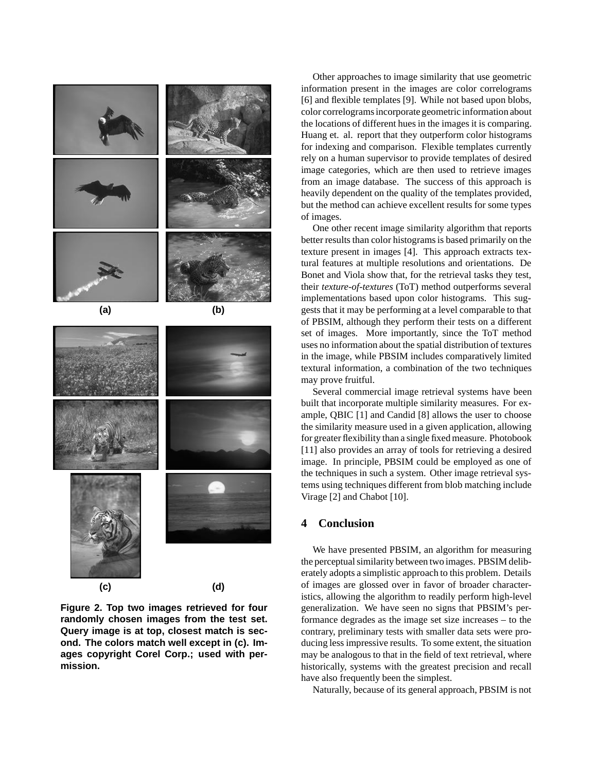(a) (b)

(c) (d)

**Figure 2. Top two images retrieved for four randomly chosen images from the test set. Query image is at top, closest match is second. The colors match well except in (c). Images copyright Corel Corp.; used with permission.**

Other approaches to image similarity that use geometric information present in the images are color correlograms [6] and flexible templates [9]. While not based upon blobs, color correlograms incorporate geometric information about the locations of different hues in the images it is comparing. Huang et. al. report that they outperform color histograms for indexing and comparison. Flexible templates currently rely on a human supervisor to provide templates of desired image categories, which are then used to retrieve images from an image database. The success of this approach is heavily dependent on the quality of the templates provided, but the method can achieve excellent results for some types of images.

One other recent image similarity algorithm that reports better results than color histograms is based primarily on the texture present in images [4]. This approach extracts textural features at multiple resolutions and orientations. De Bonet and Viola show that, for the retrieval tasks they test, their *texture-of-textures* (ToT) method outperforms several implementations based upon color histograms. This suggests that it may be performing at a level comparable to that of PBSIM, although they perform their tests on a different set of images. More importantly, since the ToT method uses no information about the spatial distribution of textures in the image, while PBSIM includes comparatively limited textural information, a combination of the two techniques may prove fruitful.

Several commercial image retrieval systems have been built that incorporate multiple similarity measures. For example, QBIC [1] and Candid [8] allows the user to choose the similarity measure used in a given application, allowing for greater flexibility than a single fixed measure. Photobook [11] also provides an array of tools for retrieving a desired image. In principle, PBSIM could be employed as one of the techniques in such a system. Other image retrieval systems using techniques different from blob matching include Virage [2] and Chabot [10].

## 4 Conclusion

We have presented PBSIM, an algorithm for measuring the perceptual similarity between two images. PBSIM deliberately adopts a simplistic approach to this problem. Details of images are glossed over in favor of broader characteristics, allowing the algorithm to readily perform high-level generalization. We have seen no signs that PBSIM's performance degrades as the image set size increases – to the contrary, preliminary tests with smaller data sets were producing less impressive results. To some extent, the situation may be analogous to that in the field of text retrieval, where historically, systems with the greatest precision and recall have also frequently been the simplest.

Naturally, because of its general approach, PBSIM is not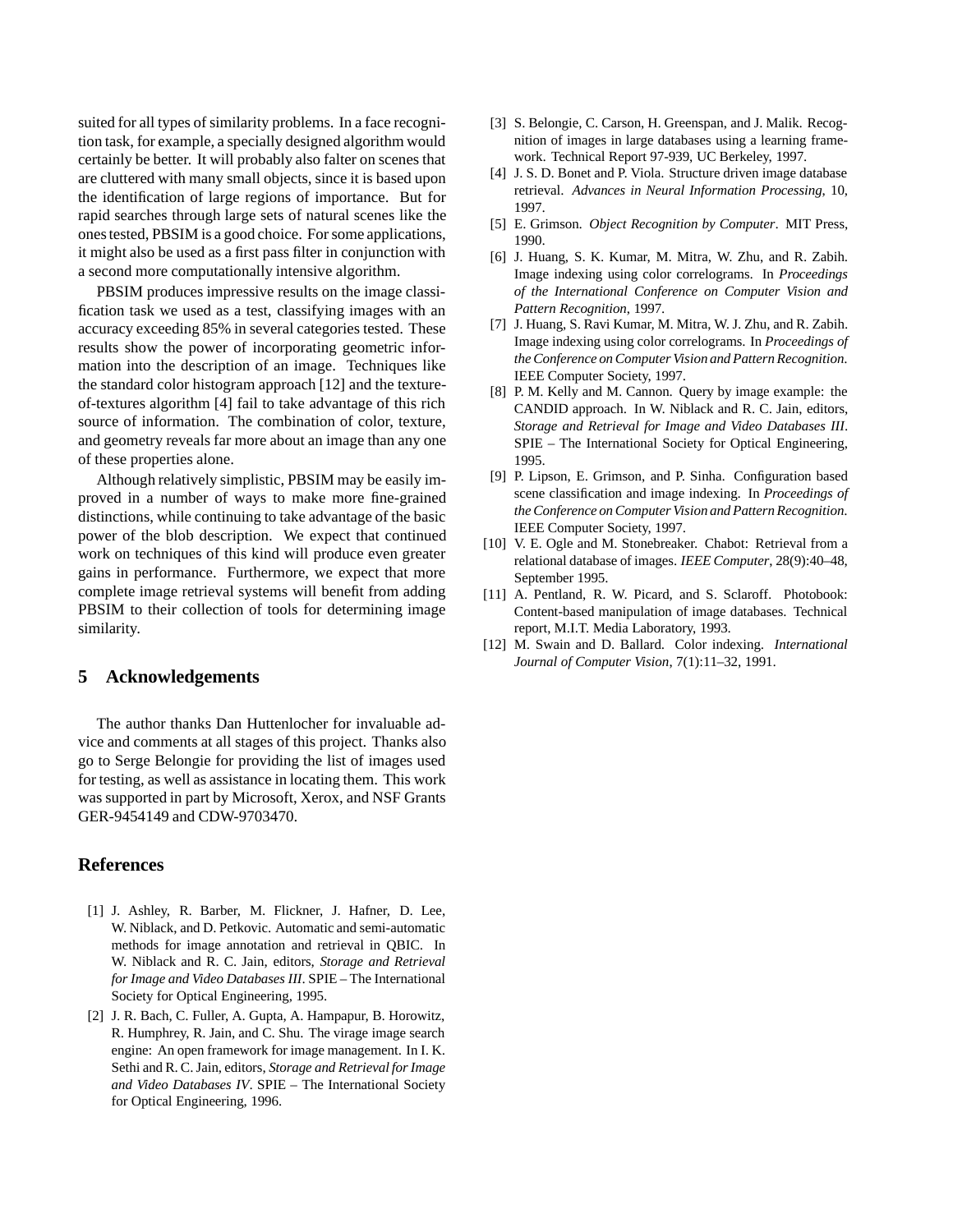suited for all types of similarity problems. In a face recognition task, for example, a specially designed algorithm would certainly be better. It will probably also falter on scenes that are cluttered with many small objects, since it is based upon the identification of large regions of importance. But for rapid searches through large sets of natural scenes like the ones tested, PBSIM is a good choice. For some applications, it might also be used as a first pass filter in conjunction with a second more computationally intensive algorithm.

PBSIM produces impressive results on the image classification task we used as a test, classifying images with an accuracy exceeding 85% in several categories tested. These results show the power of incorporating geometric information into the description of an image. Techniques like the standard color histogram approach [12] and the texture-of-textures algorithm [4] fail to take advantage of this rich source of information. The combination of color, texture, and geometry reveals far more about an image than any one of these properties alone.

Although relatively simplistic, PBSIM may be easily improved in a number of ways to make more fine-grained distinctions, while continuing to take advantage of the basic power of the blob description. We expect that continued work on techniques of this kind will produce even greater gains in performance. Furthermore, we expect that more complete image retrieval systems will benefit from adding PBSIM to their collection of tools for determining image similarity.

## 5 Acknowledgements

The author thanks Dan Huttenlocher for invaluable advice and comments at all stages of this project. Thanks also go to Serge Belongie for providing the list of images used for testing, as well as assistance in locating them. This work was supported in part by Microsoft, Xerox, and NSF Grants GER-9454149 and CDW-9703470.

## References

[1] J. Ashley, R. Barber, M. Flickner, J. Hafner, D. Lee, W. Niblack, and D. Petkovic. Automatic and semi-automatic methods for image annotation and retrieval in QBIC. In W. Niblack and R. C. Jain, editors, *Storage and Retrieval for Image and Video Databases III*. SPIE – The International Society for Optical Engineering, 1995.

[2] J. R. Bach, C. Fuller, A. Gupta, A. Hampapur, B. Horowitz, R. Humphrey, R. Jain, and C. Shu. The virage image search engine: An open framework for image management. In I. K. Sethi and R. C. Jain, editors, *Storage and Retrieval for Image and Video Databases IV*. SPIE – The International Society for Optical Engineering, 1996.

[3] S. Belongie, C. Carson, H. Greenspan, and J. Malik. Recognition of images in large databases using a learning framework. Technical Report 97-939, UC Berkeley, 1997.

[4] J. S. D. Bonet and P. Viola. Structure driven image database retrieval. *Advances in Neural Information Processing*, 10, 1997.

[5] E. Grimson. *Object Recognition by Computer*. MIT Press, 1990.

[6] J. Huang, S. K. Kumar, M. Mitra, W. Zhu, and R. Zabih. Image indexing using color correlograms. In *Proceedings of the International Conference on Computer Vision and Pattern Recognition*, 1997.

[7] J. Huang, S. Ravi Kumar, M. Mitra, W. J. Zhu, and R. Zabih. Image indexing using color correlograms. In *Proceedings of the Conference on Computer Vision and Pattern Recognition*. IEEE Computer Society, 1997.

[8] P. M. Kelly and M. Cannon. Query by image example: the CANDID approach. In W. Niblack and R. C. Jain, editors, *Storage and Retrieval for Image and Video Databases III*. SPIE – The International Society for Optical Engineering, 1995.

[9] P. Lipson, E. Grimson, and P. Sinha. Configuration based scene classification and image indexing. In *Proceedings of the Conference on Computer Vision and Pattern Recognition*. IEEE Computer Society, 1997.

[10] V. E. Ogle and M. Stonebreaker. Chabot: Retrieval from a relational database of images. *IEEE Computer*, 28(9):40–48, September 1995.

[11] A. Pentland, R. W. Picard, and S. Sclaroff. Photobook: Content-based manipulation of image databases. Technical report, M.I.T. Media Laboratory, 1993.

[12] M. Swain and D. Ballard. Color indexing. *International Journal of Computer Vision*, 7(1):11–32, 1991.